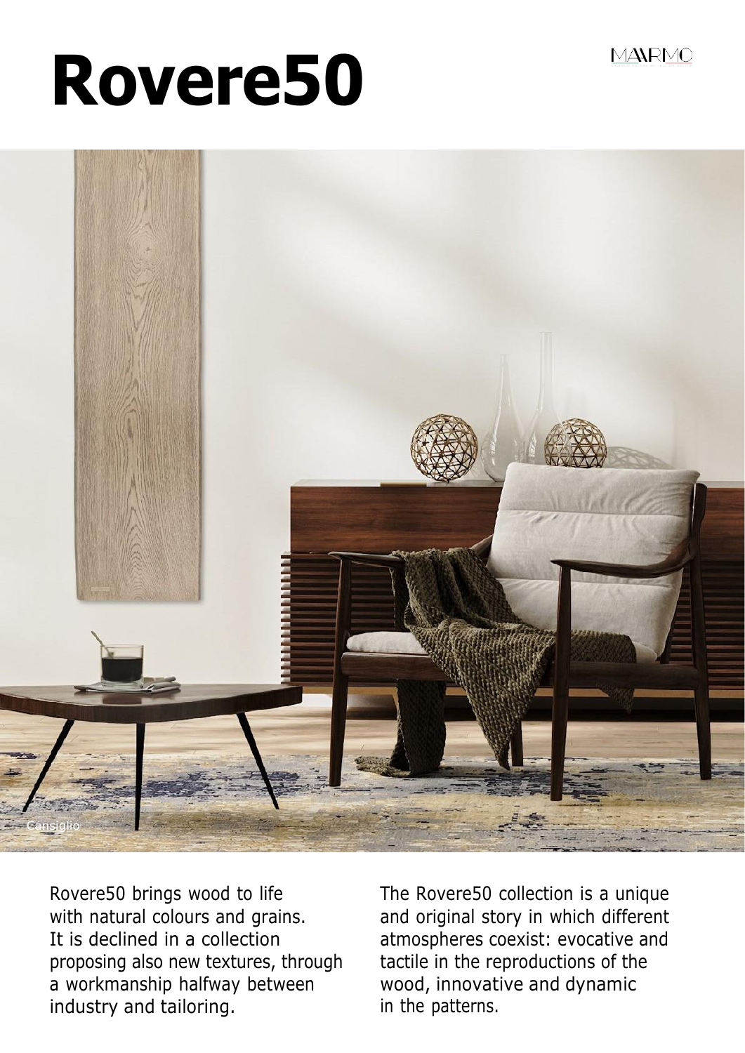# Rovere50

MA\RMO

Cansiglio

Rovere50 brings wood to life with natural colours and grains. It is declined in a collection proposing also new textures, through a workmanship halfway between industry and tailoring.

The Rovere50 collection is a unique and original story in which different atmospheres coexist: evocative and tactile in the reproductions of the wood, innovative and dynamic in the patterns.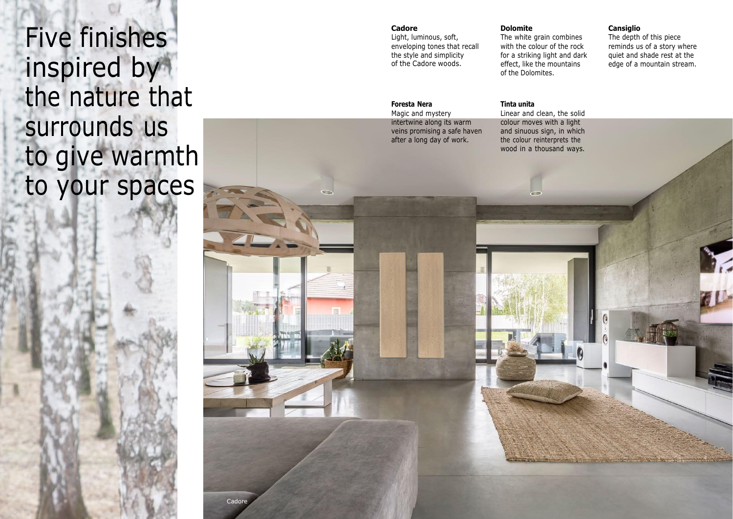# Five finishes inspired by the nature that surrounds us to give warmth to your spaces

**Cadore**
Light, luminous, soft, enveloping tones that recall the style and simplicity of the Cadore woods.

**Dolomite**
The white grain combines with the colour of the rock for a striking light and dark effect, like the mountains of the Dolomites.

**Cansiglio**
The depth of this piece reminds us of a story where quiet and shade rest at the edge of a mountain stream.

**Foresta Nera**
Magic and mystery intertwine along its warm veins promising a safe haven after a long day of work.

**Tinta unita**
Linear and clean, the solid colour moves with a light and sinuous sign, in which the colour reinterprets the wood in a thousand ways.

Cadore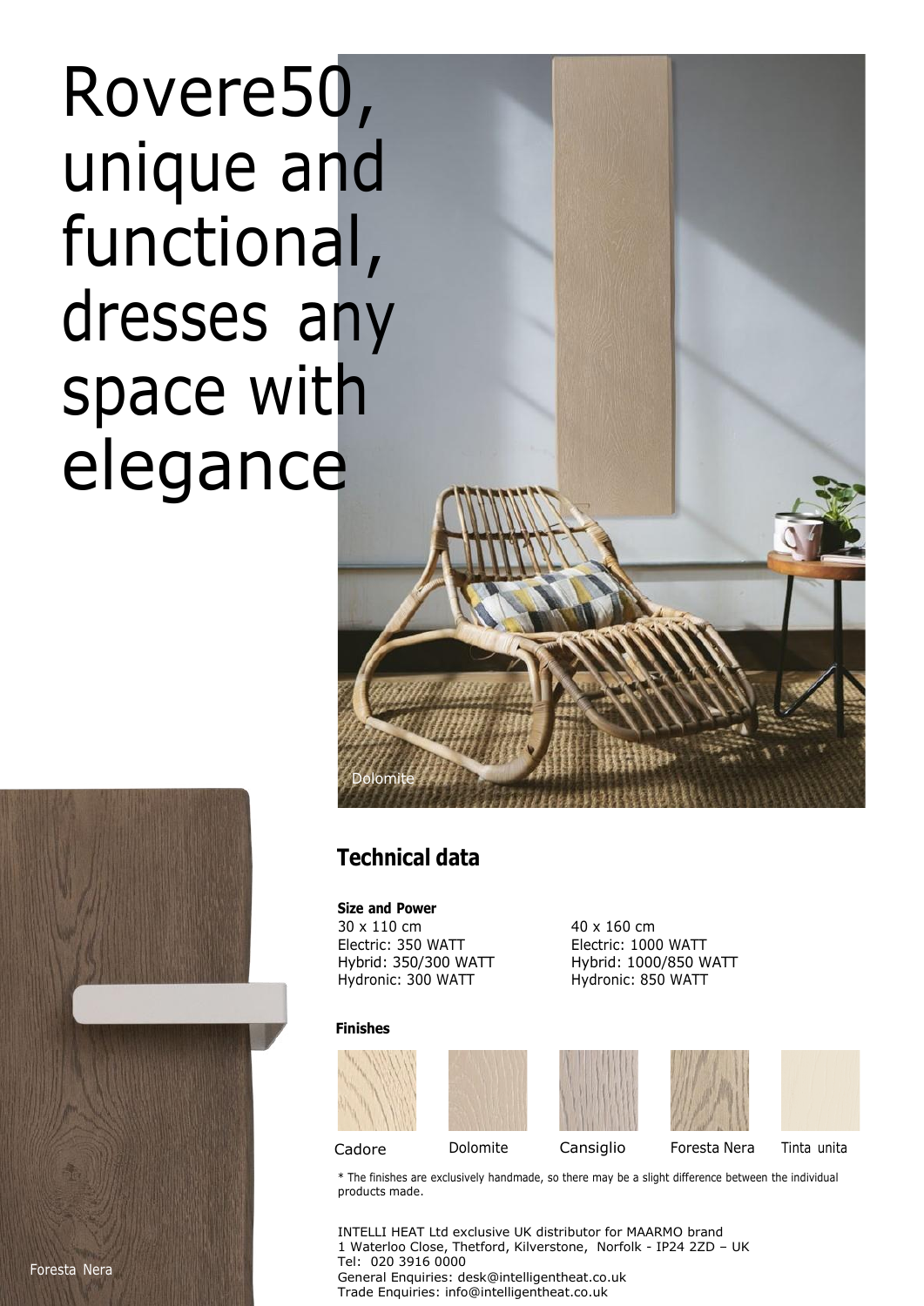# Rovere50, unique and functional, dresses any space with elegance

Dolomite

## Technical data

**Size and Power**

30 x 110 cm
Electric: 350 WATT
Hybrid: 350/300 WATT
Hydronic: 300 WATT

40 x 160 cm
Electric: 1000 WATT
Hybrid: 1000/850 WATT
Hydronic: 850 WATT

**Finishes**

Cadore    Dolomite    Cansiglio    Foresta Nera    Tinta unita

* The finishes are exclusively handmade, so there may be a slight difference between the individual products made.

INTELLI HEAT Ltd exclusive UK distributor for MAARMO brand
1 Waterloo Close, Thetford, Kilverstone, Norfolk - IP24 2ZD – UK
Tel: 020 3916 0000
General Enquiries: desk@intelligentheat.co.uk
Trade Enquiries: info@intelligentheat.co.uk

Foresta Nera